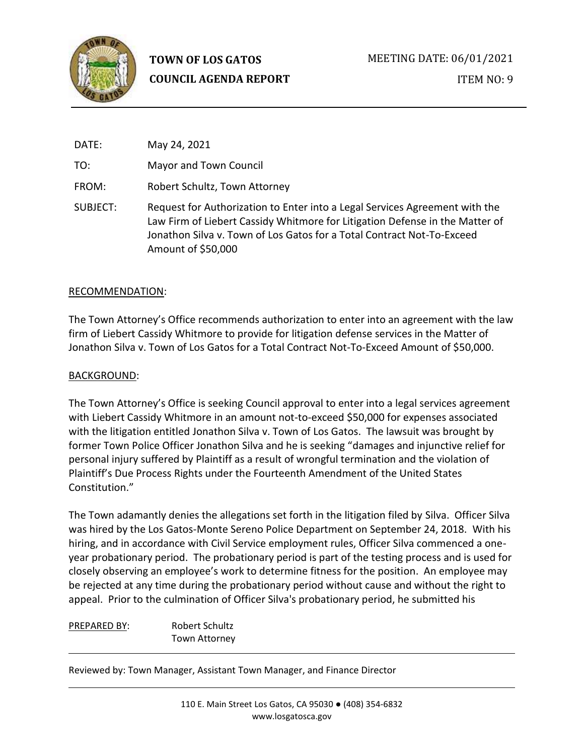**TOWN OF LOS GATOS**
**COUNCIL AGENDA REPORT**

MEETING DATE: 06/01/2021

ITEM NO: 9

DATE: May 24, 2021

TO: Mayor and Town Council

FROM: Robert Schultz, Town Attorney

SUBJECT: Request for Authorization to Enter into a Legal Services Agreement with the Law Firm of Liebert Cassidy Whitmore for Litigation Defense in the Matter of Jonathon Silva v. Town of Los Gatos for a Total Contract Not-To-Exceed Amount of $50,000

RECOMMENDATION:

The Town Attorney's Office recommends authorization to enter into an agreement with the law firm of Liebert Cassidy Whitmore to provide for litigation defense services in the Matter of Jonathon Silva v. Town of Los Gatos for a Total Contract Not-To-Exceed Amount of $50,000.

BACKGROUND:

The Town Attorney's Office is seeking Council approval to enter into a legal services agreement with Liebert Cassidy Whitmore in an amount not-to-exceed $50,000 for expenses associated with the litigation entitled Jonathon Silva v. Town of Los Gatos. The lawsuit was brought by former Town Police Officer Jonathon Silva and he is seeking "damages and injunctive relief for personal injury suffered by Plaintiff as a result of wrongful termination and the violation of Plaintiff's Due Process Rights under the Fourteenth Amendment of the United States Constitution."

The Town adamantly denies the allegations set forth in the litigation filed by Silva. Officer Silva was hired by the Los Gatos-Monte Sereno Police Department on September 24, 2018. With his hiring, and in accordance with Civil Service employment rules, Officer Silva commenced a one-year probationary period. The probationary period is part of the testing process and is used for closely observing an employee's work to determine fitness for the position. An employee may be rejected at any time during the probationary period without cause and without the right to appeal. Prior to the culmination of Officer Silva's probationary period, he submitted his

PREPARED BY: Robert Schultz
Town Attorney

Reviewed by: Town Manager, Assistant Town Manager, and Finance Director

110 E. Main Street Los Gatos, CA 95030 ● (408) 354-6832
www.losgatosca.gov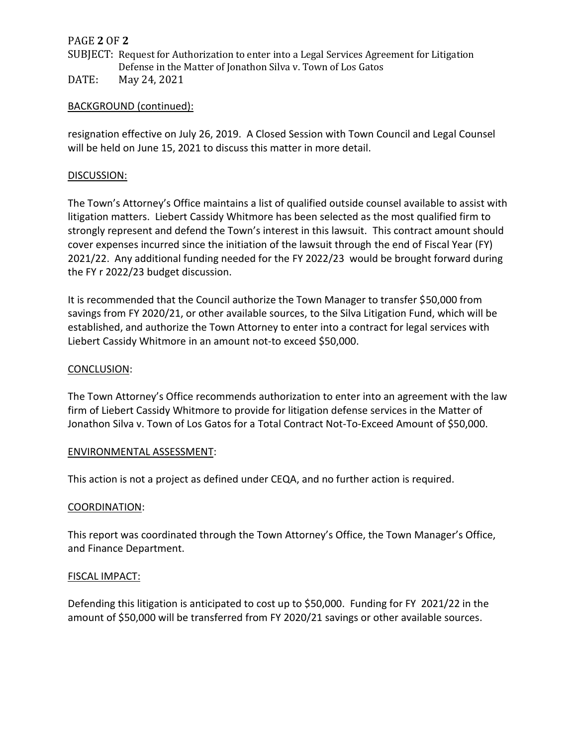SUBJECT: Request for Authorization to enter into a Legal Services Agreement for Litigation Defense in the Matter of Jonathon Silva v. Town of Los Gatos
DATE: May 24, 2021

## BACKGROUND (continued):

resignation effective on July 26, 2019. A Closed Session with Town Council and Legal Counsel will be held on June 15, 2021 to discuss this matter in more detail.

## DISCUSSION:

The Town's Attorney's Office maintains a list of qualified outside counsel available to assist with litigation matters. Liebert Cassidy Whitmore has been selected as the most qualified firm to strongly represent and defend the Town's interest in this lawsuit. This contract amount should cover expenses incurred since the initiation of the lawsuit through the end of Fiscal Year (FY) 2021/22. Any additional funding needed for the FY 2022/23 would be brought forward during the FY r 2022/23 budget discussion.

It is recommended that the Council authorize the Town Manager to transfer $50,000 from savings from FY 2020/21, or other available sources, to the Silva Litigation Fund, which will be established, and authorize the Town Attorney to enter into a contract for legal services with Liebert Cassidy Whitmore in an amount not-to exceed $50,000.

## CONCLUSION:

The Town Attorney's Office recommends authorization to enter into an agreement with the law firm of Liebert Cassidy Whitmore to provide for litigation defense services in the Matter of Jonathon Silva v. Town of Los Gatos for a Total Contract Not-To-Exceed Amount of $50,000.

## ENVIRONMENTAL ASSESSMENT:

This action is not a project as defined under CEQA, and no further action is required.

## COORDINATION:

This report was coordinated through the Town Attorney's Office, the Town Manager's Office, and Finance Department.

## FISCAL IMPACT:

Defending this litigation is anticipated to cost up to $50,000. Funding for FY 2021/22 in the amount of $50,000 will be transferred from FY 2020/21 savings or other available sources.